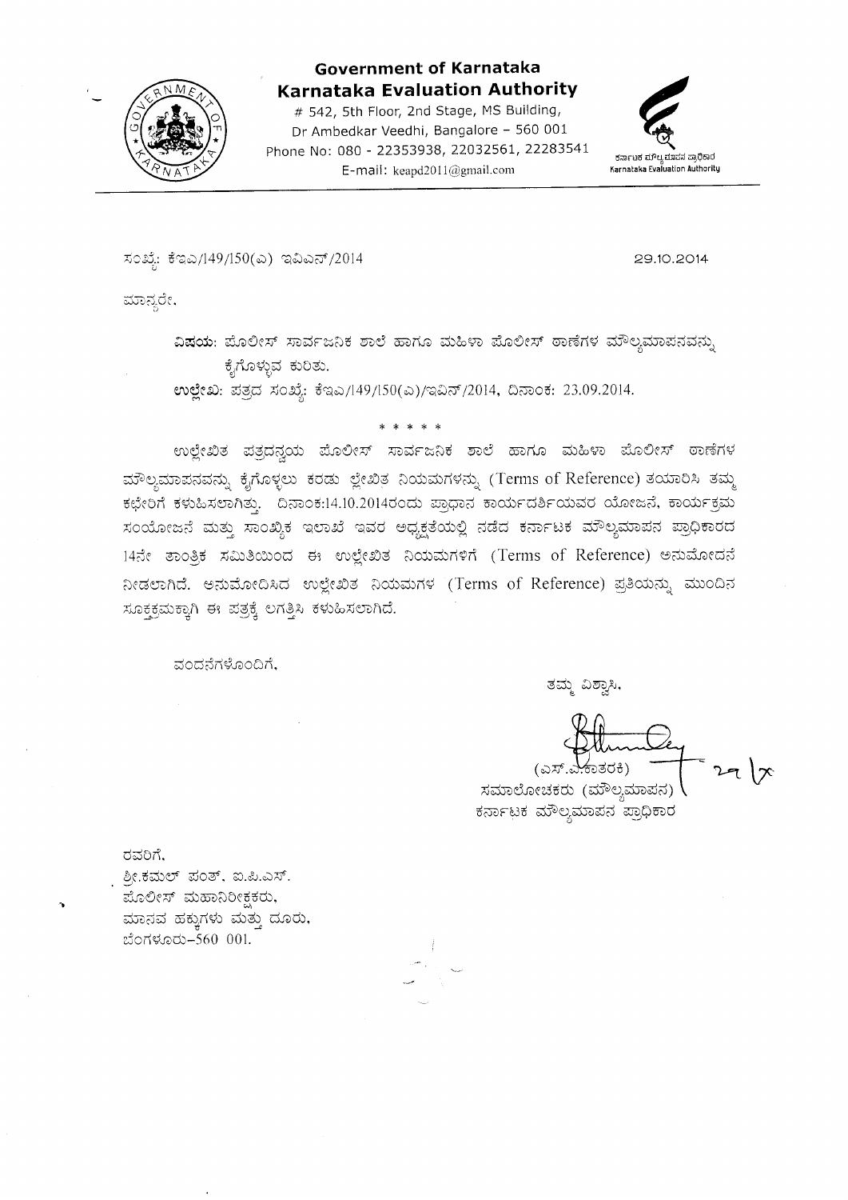**Government of Karnataka**
**Karnataka Evaluation Authority**
# 542, 5th Floor, 2nd Stage, MS Building,
Dr Ambedkar Veedhi, Bangalore – 560 001
Phone No: 080 - 22353938, 22032561, 22283541
E-mail: keapd2011@gmail.com

ಕರ್ನಾಟಕ ಮೌಲ್ಯಮಾಪನ ಪ್ರಾಧಿಕಾರ
Karnataka Evaluation Authority

ಸಂಖ್ಯೆ: ಕೆಇಎ/149/150(ಎ) ಇವಿಎನ್/2014

29.10.2014

ಮಾನ್ಯರೇ,

**ವಿಷಯ:** ಪೊಲೀಸ್ ಸಾರ್ವಜನಿಕ ಶಾಲೆ ಹಾಗೂ ಮಹಿಳಾ ಪೊಲೀಸ್ ಠಾಣೆಗಳ ಮೌಲ್ಯಮಾಪನವನ್ನು ಕೈಗೊಳ್ಳುವ ಕುರಿತು.

**ಉಲ್ಲೇಖ:** ಪತ್ರದ ಸಂಖ್ಯೆ: ಕೆಇಎ/149/150(ಎ)/ಇವಿನ್/2014, ದಿನಾಂಕ: 23.09.2014.

\* \* \* \* \*

ಉಲ್ಲೇಖಿತ ಪತ್ರದನ್ವಯ ಪೊಲೀಸ್ ಸಾರ್ವಜನಿಕ ಶಾಲೆ ಹಾಗೂ ಮಹಿಳಾ ಪೊಲೀಸ್ ಠಾಣೆಗಳ ಮೌಲ್ಯಮಾಪನವನ್ನು ಕೈಗೊಳ್ಳಲು ಕರಡು ಲ್ಲೇಖಿತ ನಿಯಮಗಳನ್ನು (Terms of Reference) ತಯಾರಿಸಿ ತಮ್ಮ ಕಛೇರಿಗೆ ಕಳುಹಿಸಲಾಗಿತ್ತು. ದಿನಾಂಕ:14.10.2014ರಂದು ಪ್ರಾಧಾನ ಕಾರ್ಯದರ್ಶಿಯವರ ಯೋಜನೆ, ಕಾರ್ಯಕ್ರಮ ಸಂಯೋಜನೆ ಮತ್ತು ಸಾಂಖ್ಯಿಕ ಇಲಾಖೆ ಇವರ ಅಧ್ಯಕ್ಷತೆಯಲ್ಲಿ ನಡೆದ ಕರ್ನಾಟಕ ಮೌಲ್ಯಮಾಪನ ಪ್ರಾಧಿಕಾರದ 14ನೇ ತಾಂತ್ರಿಕ ಸಮಿತಿಯಿಂದ ಈ ಉಲ್ಲೇಖಿತ ನಿಯಮಗಳಿಗೆ (Terms of Reference) ಅನುಮೋದನೆ ನೀಡಲಾಗಿದೆ. ಅನುಮೋದಿಸಿದ ಉಲ್ಲೇಖಿತ ನಿಯಮಗಳ (Terms of Reference) ಪ್ರತಿಯನ್ನು ಮುಂದಿನ ಸೂಕ್ತಕ್ರಮಕ್ಕಾಗಿ ಈ ಪತ್ರಕ್ಕೆ ಲಗತ್ತಿಸಿ ಕಳುಹಿಸಲಾಗಿದೆ.

ವಂದನೆಗಳೊಂದಿಗೆ,

ತಮ್ಮ ವಿಶ್ವಾಸಿ,

(ಎಸ್.ವಿ.ಕಾತರಕಿ)
ಸಮಾಲೋಚಕರು (ಮೌಲ್ಯಮಾಪನ)
ಕರ್ನಾಟಕ ಮೌಲ್ಯಮಾಪನ ಪ್ರಾಧಿಕಾರ

ರವರಿಗೆ,
ಶ್ರೀ.ಕಮಲ್ ಪಂತ್, ಐ.ಪಿ.ಎಸ್.
ಪೊಲೀಸ್ ಮಹಾನಿರೀಕ್ಷಕರು,
ಮಾನವ ಹಕ್ಕುಗಳು ಮತ್ತು ದೂರು,
ಬೆಂಗಳೂರು–560 001.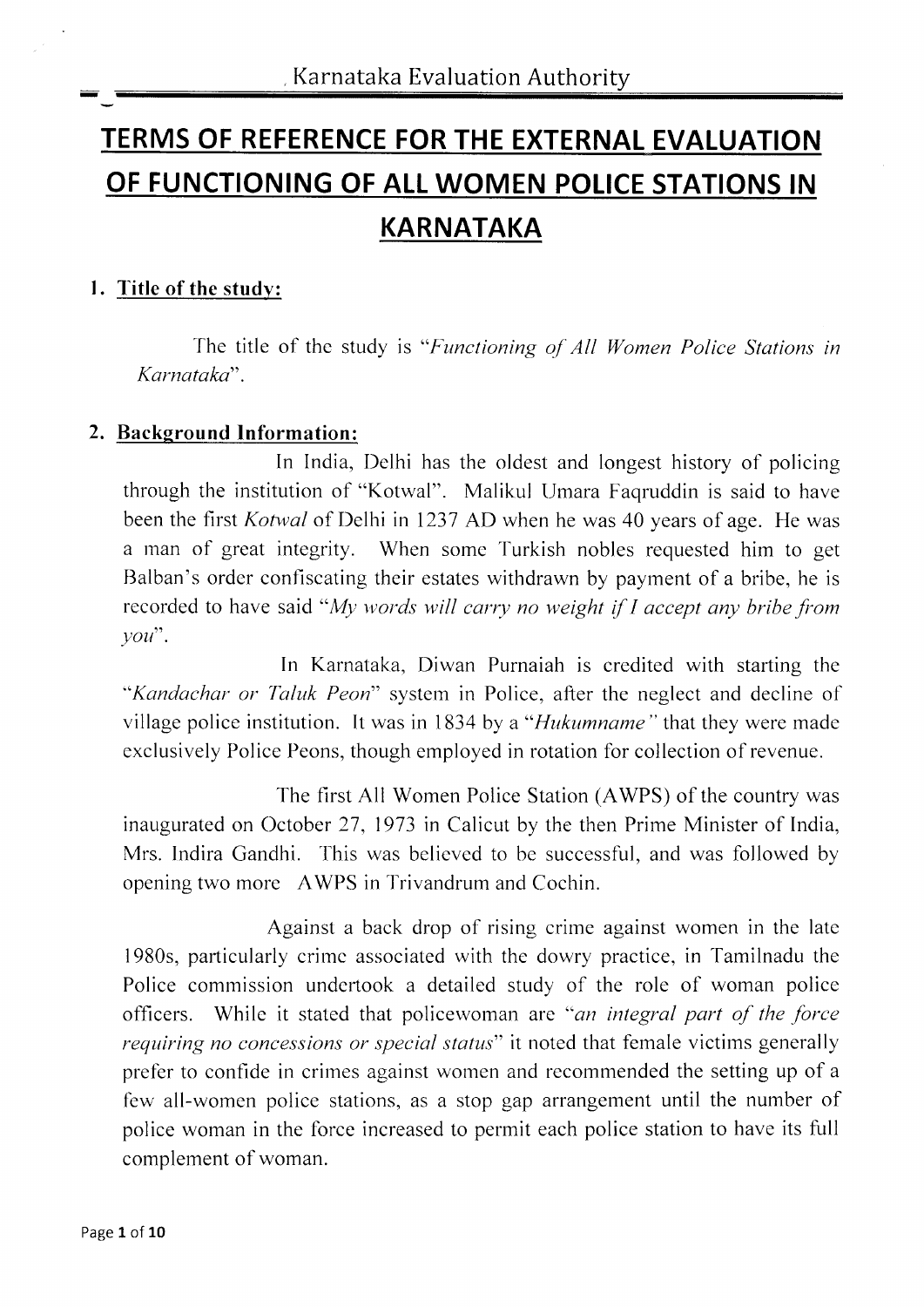# TERMS OF REFERENCE FOR THE EXTERNAL EVALUATION OF FUNCTIONING OF ALL WOMEN POLICE STATIONS IN KARNATAKA

## 1. Title of the study:

The title of the study is "*Functioning of All Women Police Stations in Karnataka*".

## 2. Background Information:

In India, Delhi has the oldest and longest history of policing through the institution of "Kotwal". Malikul Umara Faqruddin is said to have been the first *Kotwal* of Delhi in 1237 AD when he was 40 years of age. He was a man of great integrity. When some Turkish nobles requested him to get Balban's order confiscating their estates withdrawn by payment of a bribe, he is recorded to have said "*My words will carry no weight if I accept any bribe from you*".

In Karnataka, Diwan Purnaiah is credited with starting the "*Kandachar or Taluk Peon*" system in Police, after the neglect and decline of village police institution. It was in 1834 by a "*Hukumname*" that they were made exclusively Police Peons, though employed in rotation for collection of revenue.

The first All Women Police Station (AWPS) of the country was inaugurated on October 27, 1973 in Calicut by the then Prime Minister of India, Mrs. Indira Gandhi. This was believed to be successful, and was followed by opening two more AWPS in Trivandrum and Cochin.

Against a back drop of rising crime against women in the late 1980s, particularly crime associated with the dowry practice, in Tamilnadu the Police commission undertook a detailed study of the role of woman police officers. While it stated that policewoman are "*an integral part of the force requiring no concessions or special status*" it noted that female victims generally prefer to confide in crimes against women and recommended the setting up of a few all-women police stations, as a stop gap arrangement until the number of police woman in the force increased to permit each police station to have its full complement of woman.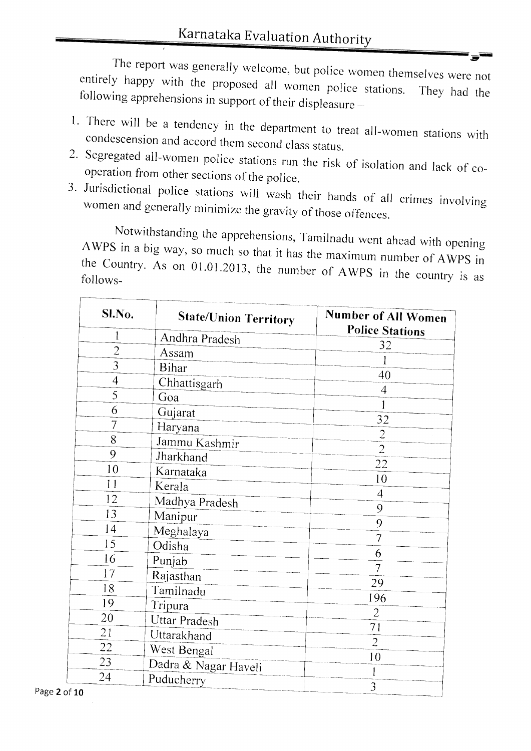The report was generally welcome, but police women themselves were not entirely happy with the proposed all women police stations. They had the following apprehensions in support of their displeasure –

1. There will be a tendency in the department to treat all-women stations with condescension and accord them second class status.
2. Segregated all-women police stations run the risk of isolation and lack of co-operation from other sections of the police.
3. Jurisdictional police stations will wash their hands of all crimes involving women and generally minimize the gravity of those offences.

Notwithstanding the apprehensions, Tamilnadu went ahead with opening AWPS in a big way, so much so that it has the maximum number of AWPS in the Country. As on 01.01.2013, the number of AWPS in the country is as follows-

| Sl.No. | State/Union Territory | Number of All Women Police Stations |
|---|---|---|
| 1 | Andhra Pradesh | 32 |
| 2 | Assam | 1 |
| 3 | Bihar | 40 |
| 4 | Chhattisgarh | 4 |
| 5 | Goa | 1 |
| 6 | Gujarat | 32 |
| 7 | Haryana | 2 |
| 8 | Jammu Kashmir | 2 |
| 9 | Jharkhand | 22 |
| 10 | Karnataka | 10 |
| 11 | Kerala | 4 |
| 12 | Madhya Pradesh | 9 |
| 13 | Manipur | 9 |
| 14 | Meghalaya | 7 |
| 15 | Odisha | 6 |
| 16 | Punjab | 7 |
| 17 | Rajasthan | 29 |
| 18 | Tamilnadu | 196 |
| 19 | Tripura | 2 |
| 20 | Uttar Pradesh | 71 |
| 21 | Uttarakhand | 2 |
| 22 | West Bengal | 10 |
| 23 | Dadra & Nagar Haveli | 1 |
| 24 | Puducherry | 3 |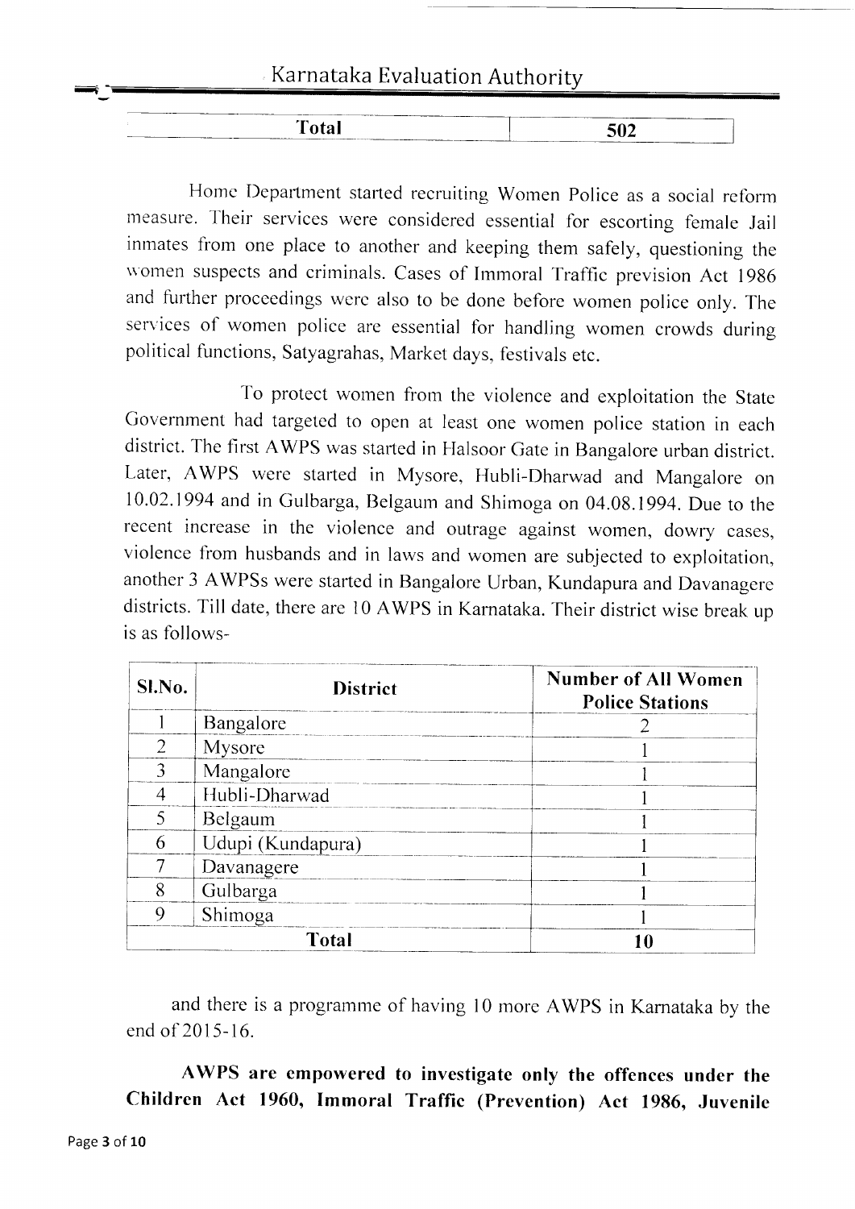| Total | 502 |
|---|---|

Home Department started recruiting Women Police as a social reform measure. Their services were considered essential for escorting female Jail inmates from one place to another and keeping them safely, questioning the women suspects and criminals. Cases of Immoral Traffic prevision Act 1986 and further proceedings were also to be done before women police only. The services of women police are essential for handling women crowds during political functions, Satyagrahas, Market days, festivals etc.

To protect women from the violence and exploitation the State Government had targeted to open at least one women police station in each district. The first AWPS was started in Halsoor Gate in Bangalore urban district. Later, AWPS were started in Mysore, Hubli-Dharwad and Mangalore on 10.02.1994 and in Gulbarga, Belgaum and Shimoga on 04.08.1994. Due to the recent increase in the violence and outrage against women, dowry cases, violence from husbands and in laws and women are subjected to exploitation, another 3 AWPSs were started in Bangalore Urban, Kundapura and Davanagere districts. Till date, there are 10 AWPS in Karnataka. Their district wise break up is as follows-

| Sl.No. | District | Number of All Women Police Stations |
|---|---|---|
| 1 | Bangalore | 2 |
| 2 | Mysore | 1 |
| 3 | Mangalore | 1 |
| 4 | Hubli-Dharwad | 1 |
| 5 | Belgaum | 1 |
| 6 | Udupi (Kundapura) | 1 |
| 7 | Davanagere | 1 |
| 8 | Gulbarga | 1 |
| 9 | Shimoga | 1 |
| | **Total** | **10** |

and there is a programme of having 10 more AWPS in Karnataka by the end of 2015-16.

**AWPS are empowered to investigate only the offences under the Children Act 1960, Immoral Traffic (Prevention) Act 1986, Juvenile**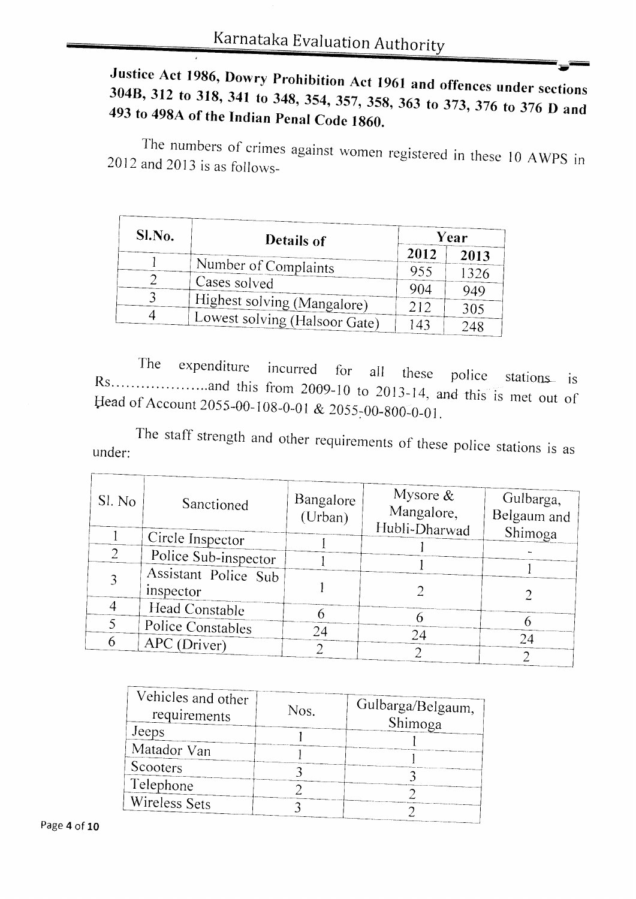**Justice Act 1986, Dowry Prohibition Act 1961 and offences under sections 304B, 312 to 318, 341 to 348, 354, 357, 358, 363 to 373, 376 to 376 D and 493 to 498A of the Indian Penal Code 1860.**

The numbers of crimes against women registered in these 10 AWPS in 2012 and 2013 is as follows-

| Sl.No. | Details of | Year | |
|---|---|---|---|
| | | 2012 | 2013 |
| 1 | Number of Complaints | 955 | 1326 |
| 2 | Cases solved | 904 | 949 |
| 3 | Highest solving (Mangalore) | 212 | 305 |
| 4 | Lowest solving (Halsoor Gate) | 143 | 248 |

The expenditure incurred for all these police stations is Rs....................and this from 2009-10 to 2013-14, and this is met out of Head of Account 2055-00-108-0-01 & 2055-00-800-0-01.

The staff strength and other requirements of these police stations is as under:

| Sl. No | Sanctioned | Bangalore (Urban) | Mysore & Mangalore, Hubli-Dharwad | Gulbarga, Belgaum and Shimoga |
|---|---|---|---|---|
| 1 | Circle Inspector | 1 | 1 | - |
| 2 | Police Sub-inspector | 1 | 1 | 1 |
| 3 | Assistant Police Sub inspector | 1 | 2 | 2 |
| 4 | Head Constable | 6 | 6 | 6 |
| 5 | Police Constables | 24 | 24 | 24 |
| 6 | APC (Driver) | 2 | 2 | 2 |

| Vehicles and other requirements | Nos. | Gulbarga/Belgaum, Shimoga |
|---|---|---|
| Jeeps | 1 | 1 |
| Matador Van | 1 | 1 |
| Scooters | 3 | 3 |
| Telephone | 2 | 2 |
| Wireless Sets | 3 | 2 |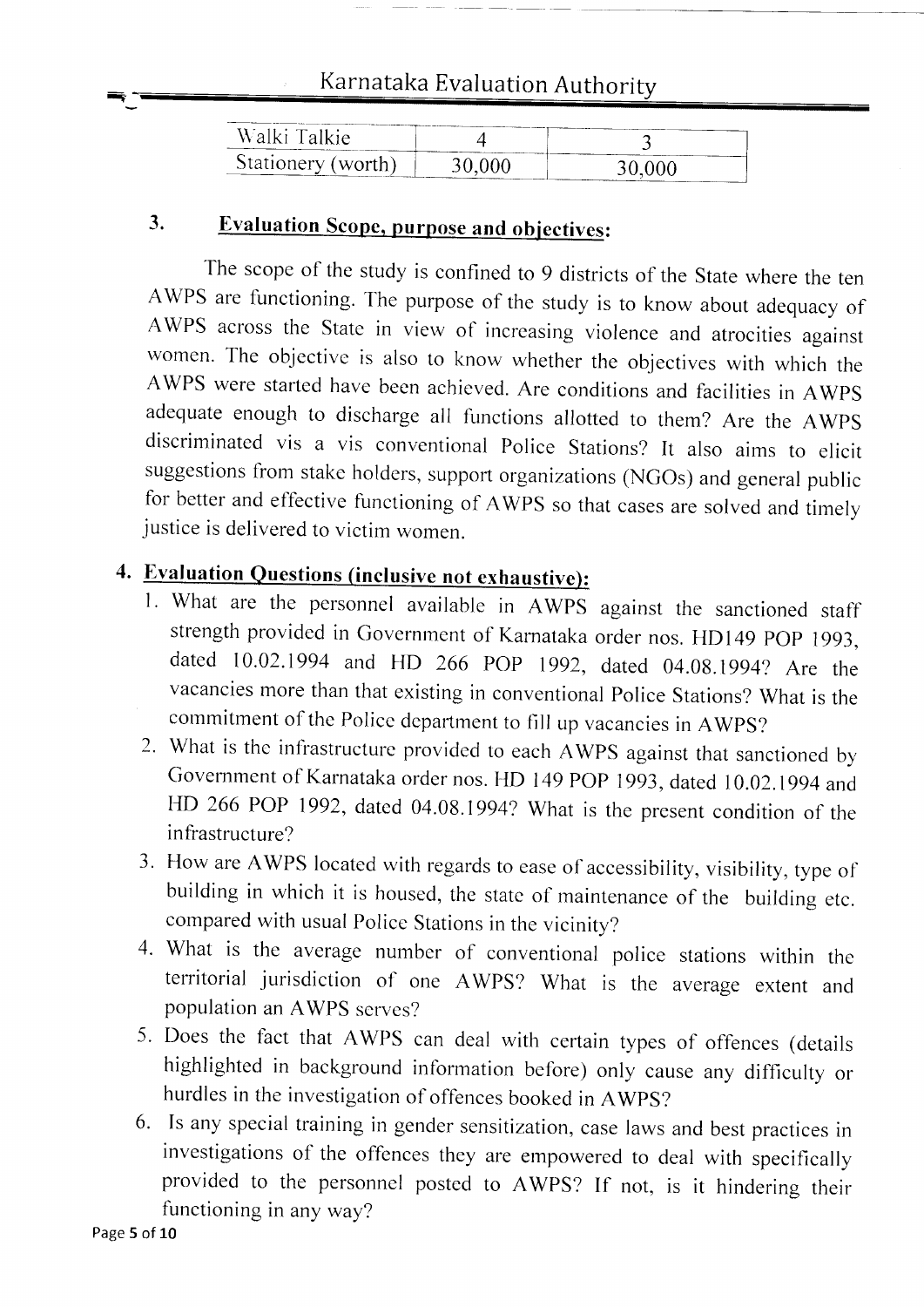| Walki Talkie | 4 | 3 |
|---|---|---|
| Stationery (worth) | 30,000 | 30,000 |

## 3. Evaluation Scope, purpose and objectives:

The scope of the study is confined to 9 districts of the State where the ten AWPS are functioning. The purpose of the study is to know about adequacy of AWPS across the State in view of increasing violence and atrocities against women. The objective is also to know whether the objectives with which the AWPS were started have been achieved. Are conditions and facilities in AWPS adequate enough to discharge all functions allotted to them? Are the AWPS discriminated vis a vis conventional Police Stations? It also aims to elicit suggestions from stake holders, support organizations (NGOs) and general public for better and effective functioning of AWPS so that cases are solved and timely justice is delivered to victim women.

## 4. Evaluation Questions (inclusive not exhaustive):

1. What are the personnel available in AWPS against the sanctioned staff strength provided in Government of Karnataka order nos. HD149 POP 1993, dated 10.02.1994 and HD 266 POP 1992, dated 04.08.1994? Are the vacancies more than that existing in conventional Police Stations? What is the commitment of the Police department to fill up vacancies in AWPS?
2. What is the infrastructure provided to each AWPS against that sanctioned by Government of Karnataka order nos. HD 149 POP 1993, dated 10.02.1994 and HD 266 POP 1992, dated 04.08.1994? What is the present condition of the infrastructure?
3. How are AWPS located with regards to ease of accessibility, visibility, type of building in which it is housed, the state of maintenance of the building etc. compared with usual Police Stations in the vicinity?
4. What is the average number of conventional police stations within the territorial jurisdiction of one AWPS? What is the average extent and population an AWPS serves?
5. Does the fact that AWPS can deal with certain types of offences (details highlighted in background information before) only cause any difficulty or hurdles in the investigation of offences booked in AWPS?
6. Is any special training in gender sensitization, case laws and best practices in investigations of the offences they are empowered to deal with specifically provided to the personnel posted to AWPS? If not, is it hindering their functioning in any way?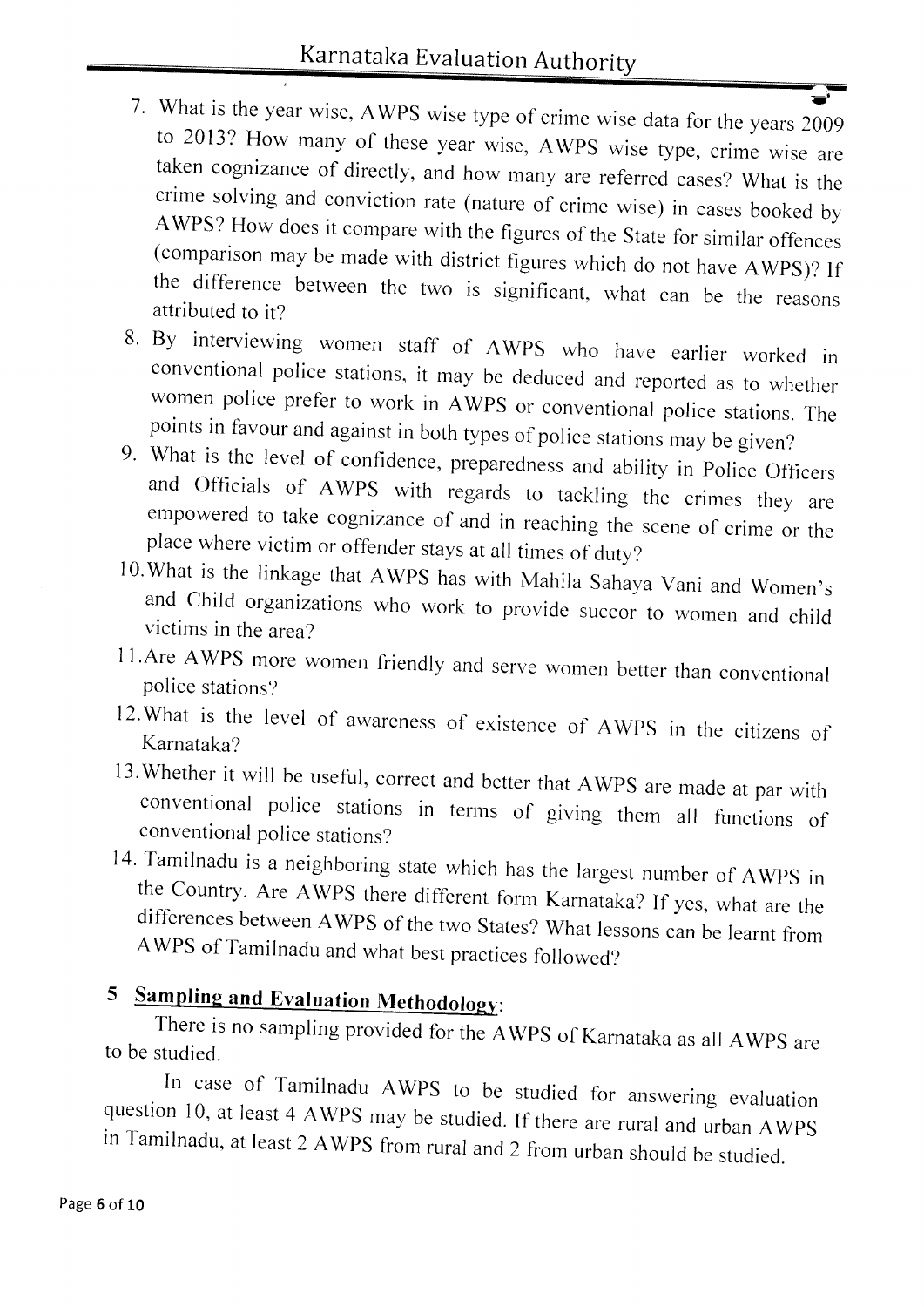7. What is the year wise, AWPS wise type of crime wise data for the years 2009 to 2013? How many of these year wise, AWPS wise type, crime wise are taken cognizance of directly, and how many are referred cases? What is the crime solving and conviction rate (nature of crime wise) in cases booked by AWPS? How does it compare with the figures of the State for similar offences (comparison may be made with district figures which do not have AWPS)? If the difference between the two is significant, what can be the reasons attributed to it?
8. By interviewing women staff of AWPS who have earlier worked in conventional police stations, it may be deduced and reported as to whether women police prefer to work in AWPS or conventional police stations. The points in favour and against in both types of police stations may be given?
9. What is the level of confidence, preparedness and ability in Police Officers and Officials of AWPS with regards to tackling the crimes they are empowered to take cognizance of and in reaching the scene of crime or the place where victim or offender stays at all times of duty?
10. What is the linkage that AWPS has with Mahila Sahaya Vani and Women's and Child organizations who work to provide succor to women and child victims in the area?
11. Are AWPS more women friendly and serve women better than conventional police stations?
12. What is the level of awareness of existence of AWPS in the citizens of Karnataka?
13. Whether it will be useful, correct and better that AWPS are made at par with conventional police stations in terms of giving them all functions of conventional police stations?
14. Tamilnadu is a neighboring state which has the largest number of AWPS in the Country. Are AWPS there different form Karnataka? If yes, what are the differences between AWPS of the two States? What lessons can be learnt from AWPS of Tamilnadu and what best practices followed?

## 5 **Sampling and Evaluation Methodology**:

There is no sampling provided for the AWPS of Karnataka as all AWPS are to be studied.

In case of Tamilnadu AWPS to be studied for answering evaluation question 10, at least 4 AWPS may be studied. If there are rural and urban AWPS in Tamilnadu, at least 2 AWPS from rural and 2 from urban should be studied.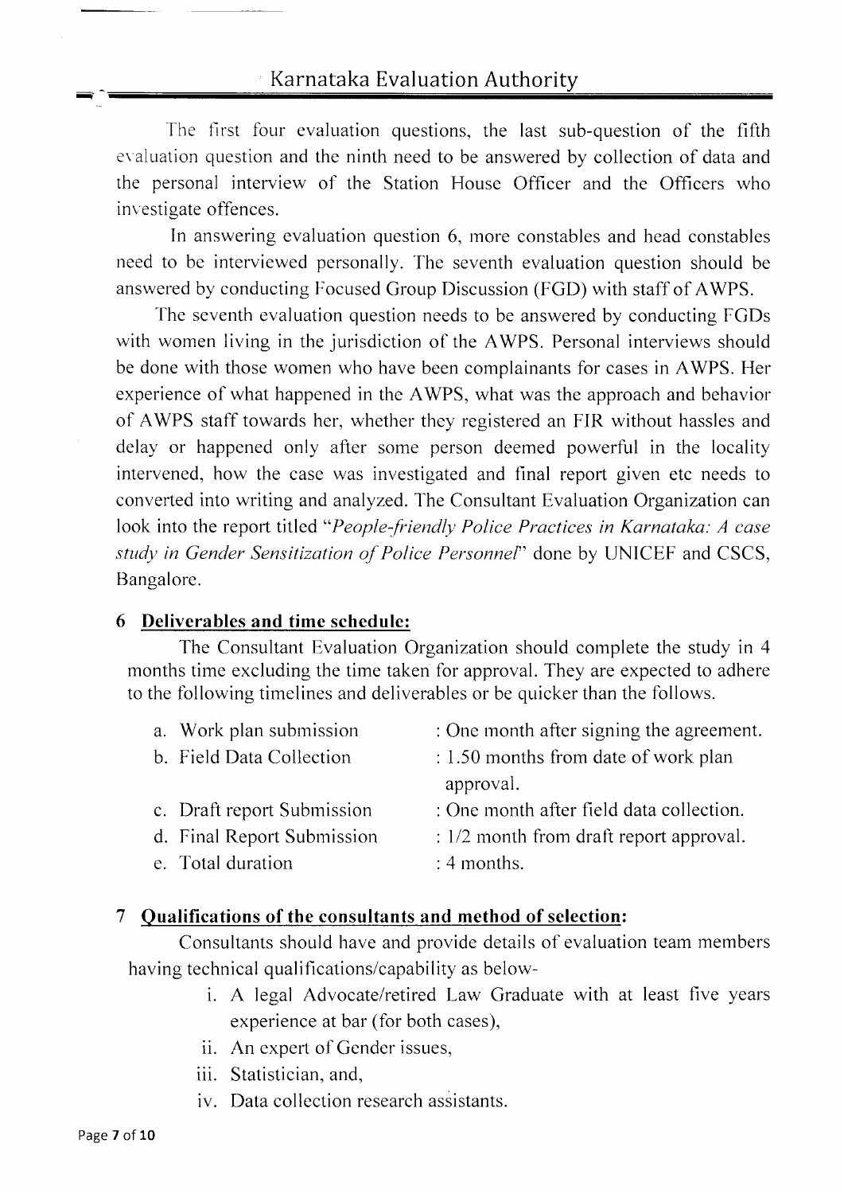The first four evaluation questions, the last sub-question of the fifth evaluation question and the ninth need to be answered by collection of data and the personal interview of the Station House Officer and the Officers who investigate offences.

In answering evaluation question 6, more constables and head constables need to be interviewed personally. The seventh evaluation question should be answered by conducting Focused Group Discussion (FGD) with staff of AWPS.

The seventh evaluation question needs to be answered by conducting FGDs with women living in the jurisdiction of the AWPS. Personal interviews should be done with those women who have been complainants for cases in AWPS. Her experience of what happened in the AWPS, what was the approach and behavior of AWPS staff towards her, whether they registered an FIR without hassles and delay or happened only after some person deemed powerful in the locality intervened, how the case was investigated and final report given etc needs to converted into writing and analyzed. The Consultant Evaluation Organization can look into the report titled "*People-friendly Police Practices in Karnataka: A case study in Gender Sensitization of Police Personnel*" done by UNICEF and CSCS, Bangalore.

## 6 Deliverables and time schedule:

The Consultant Evaluation Organization should complete the study in 4 months time excluding the time taken for approval. They are expected to adhere to the following timelines and deliverables or be quicker than the follows.

a. Work plan submission : One month after signing the agreement.
b. Field Data Collection : 1.50 months from date of work plan approval.
c. Draft report Submission : One month after field data collection.
d. Final Report Submission : 1/2 month from draft report approval.
e. Total duration : 4 months.

## 7 Qualifications of the consultants and method of selection:

Consultants should have and provide details of evaluation team members having technical qualifications/capability as below-

i. A legal Advocate/retired Law Graduate with at least five years experience at bar (for both cases),
ii. An expert of Gender issues,
iii. Statistician, and,
iv. Data collection research assistants.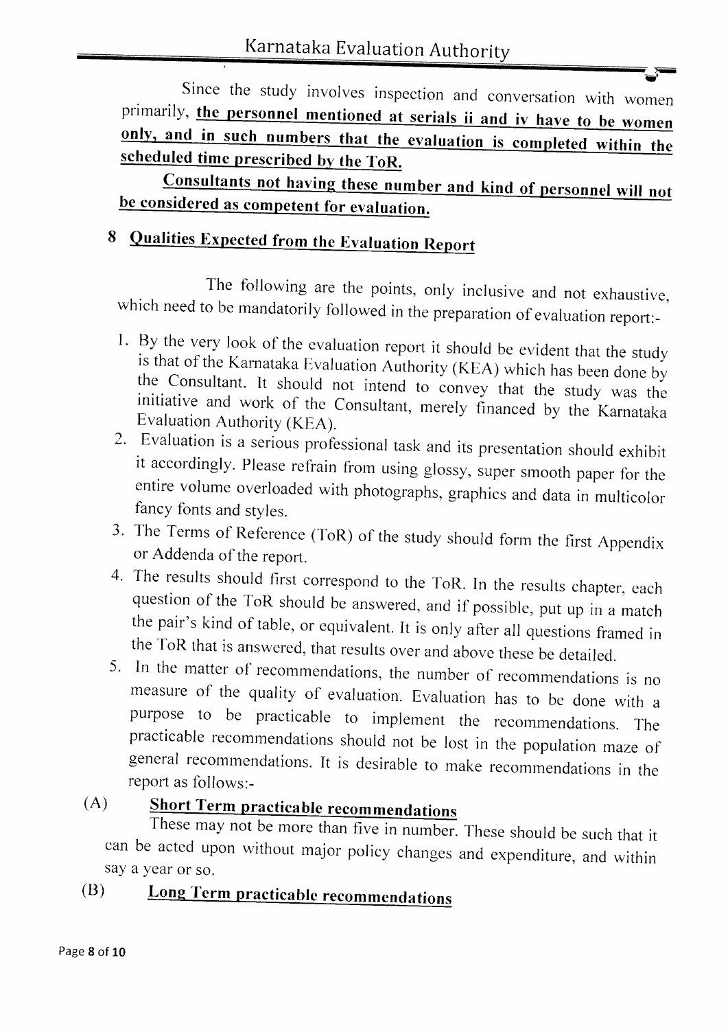Since the study involves inspection and conversation with women primarily, **the personnel mentioned at serials ii and iv have to be women only, and in such numbers that the evaluation is completed within the scheduled time prescribed by the ToR.**

**Consultants not having these number and kind of personnel will not be considered as competent for evaluation.**

## 8 Qualities Expected from the Evaluation Report

The following are the points, only inclusive and not exhaustive, which need to be mandatorily followed in the preparation of evaluation report:-

1. By the very look of the evaluation report it should be evident that the study is that of the Karnataka Evaluation Authority (KEA) which has been done by the Consultant. It should not intend to convey that the study was the initiative and work of the Consultant, merely financed by the Karnataka Evaluation Authority (KEA).
2. Evaluation is a serious professional task and its presentation should exhibit it accordingly. Please refrain from using glossy, super smooth paper for the entire volume overloaded with photographs, graphics and data in multicolor fancy fonts and styles.
3. The Terms of Reference (ToR) of the study should form the first Appendix or Addenda of the report.
4. The results should first correspond to the ToR. In the results chapter, each question of the ToR should be answered, and if possible, put up in a match the pair's kind of table, or equivalent. It is only after all questions framed in the ToR that is answered, that results over and above these be detailed.
5. In the matter of recommendations, the number of recommendations is no measure of the quality of evaluation. Evaluation has to be done with a purpose to be practicable to implement the recommendations. The practicable recommendations should not be lost in the population maze of general recommendations. It is desirable to make recommendations in the report as follows:-

(A) **Short Term practicable recommendations**

These may not be more than five in number. These should be such that it can be acted upon without major policy changes and expenditure, and within say a year or so.

(B) **Long Term practicable recommendations**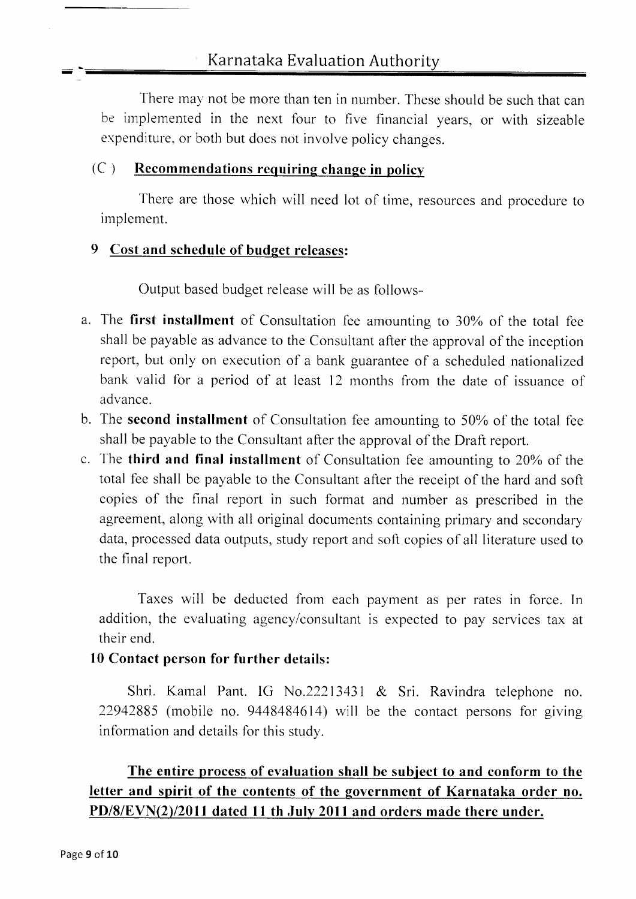There may not be more than ten in number. These should be such that can be implemented in the next four to five financial years, or with sizeable expenditure, or both but does not involve policy changes.

### (C ) Recommendations requiring change in policy

There are those which will need lot of time, resources and procedure to implement.

### 9 Cost and schedule of budget releases:

Output based budget release will be as follows-

a. The **first installment** of Consultation fee amounting to 30% of the total fee shall be payable as advance to the Consultant after the approval of the inception report, but only on execution of a bank guarantee of a scheduled nationalized bank valid for a period of at least 12 months from the date of issuance of advance.
b. The **second installment** of Consultation fee amounting to 50% of the total fee shall be payable to the Consultant after the approval of the Draft report.
c. The **third and final installment** of Consultation fee amounting to 20% of the total fee shall be payable to the Consultant after the receipt of the hard and soft copies of the final report in such format and number as prescribed in the agreement, along with all original documents containing primary and secondary data, processed data outputs, study report and soft copies of all literature used to the final report.

Taxes will be deducted from each payment as per rates in force. In addition, the evaluating agency/consultant is expected to pay services tax at their end.

### 10 Contact person for further details:

Shri. Kamal Pant. IG No.22213431 & Sri. Ravindra telephone no. 22942885 (mobile no. 9448484614) will be the contact persons for giving information and details for this study.

**The entire process of evaluation shall be subject to and conform to the letter and spirit of the contents of the government of Karnataka order no. PD/8/EVN(2)/2011 dated 11 th July 2011 and orders made there under.**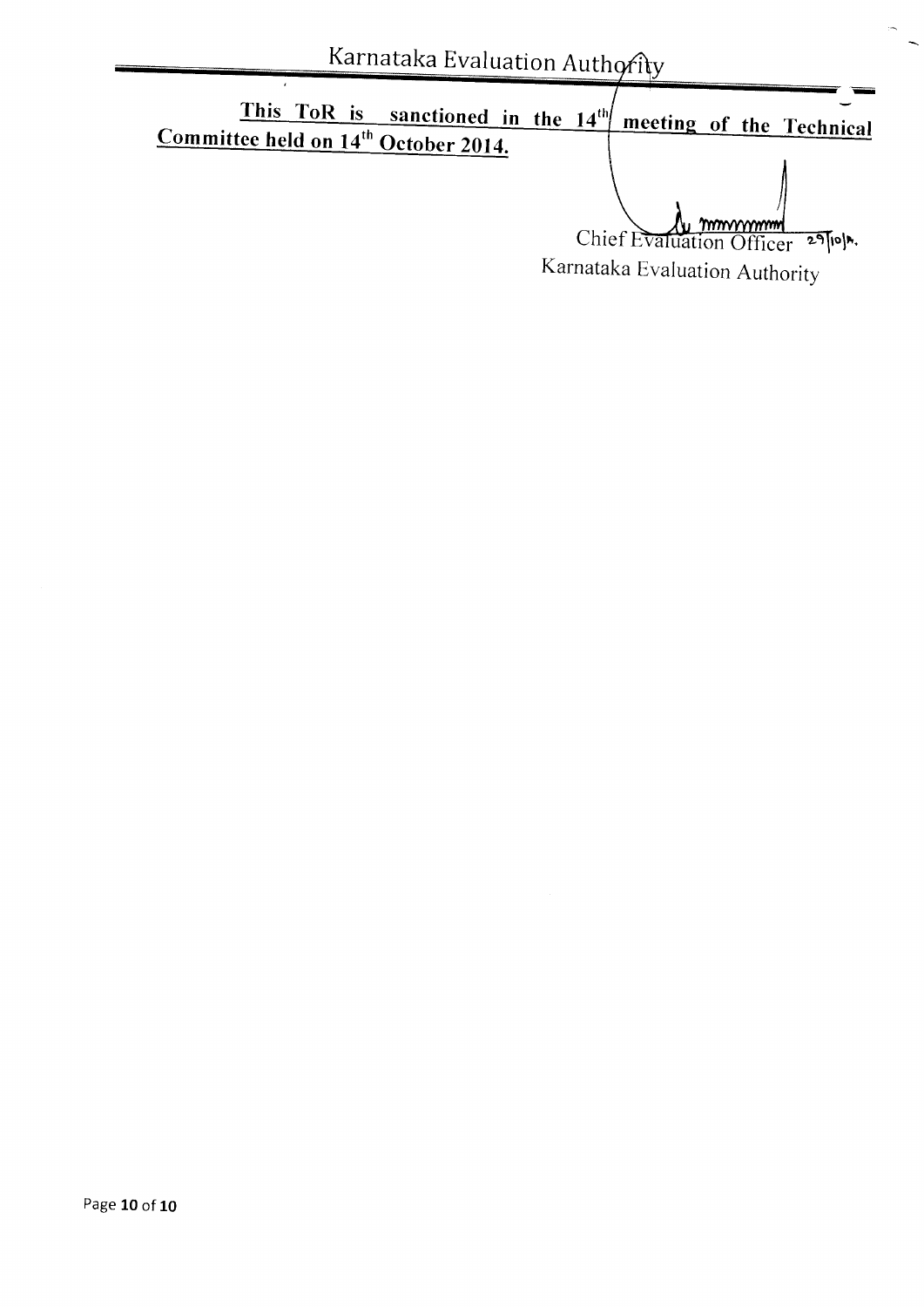**This ToR is sanctioned in the 14th meeting of the Technical Committee held on 14th October 2014.**

Chief Evaluation Officer 29/10/14.

Karnataka Evaluation Authority